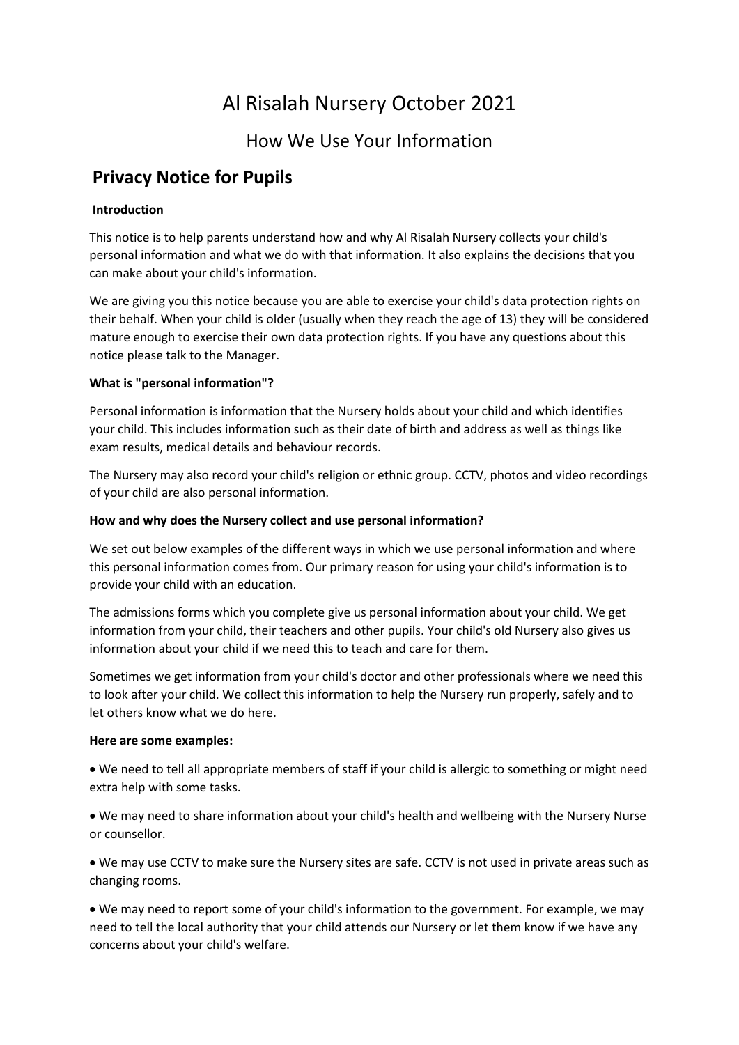# Al Risalah Nursery October 2021

## How We Use Your Information

## Privacy Notice for Pupils

**Introduction**

This notice is to help parents understand how and why Al Risalah Nursery collects your child's personal information and what we do with that information. It also explains the decisions that you can make about your child's information.

We are giving you this notice because you are able to exercise your child's data protection rights on their behalf. When your child is older (usually when they reach the age of 13) they will be considered mature enough to exercise their own data protection rights. If you have any questions about this notice please talk to the Manager.

**What is "personal information"?**

Personal information is information that the Nursery holds about your child and which identifies your child. This includes information such as their date of birth and address as well as things like exam results, medical details and behaviour records.

The Nursery may also record your child's religion or ethnic group. CCTV, photos and video recordings of your child are also personal information.

**How and why does the Nursery collect and use personal information?**

We set out below examples of the different ways in which we use personal information and where this personal information comes from. Our primary reason for using your child's information is to provide your child with an education.

The admissions forms which you complete give us personal information about your child. We get information from your child, their teachers and other pupils. Your child's old Nursery also gives us information about your child if we need this to teach and care for them.

Sometimes we get information from your child's doctor and other professionals where we need this to look after your child. We collect this information to help the Nursery run properly, safely and to let others know what we do here.

**Here are some examples:**

- We need to tell all appropriate members of staff if your child is allergic to something or might need extra help with some tasks.
- We may need to share information about your child's health and wellbeing with the Nursery Nurse or counsellor.
- We may use CCTV to make sure the Nursery sites are safe. CCTV is not used in private areas such as changing rooms.
- We may need to report some of your child's information to the government. For example, we may need to tell the local authority that your child attends our Nursery or let them know if we have any concerns about your child's welfare.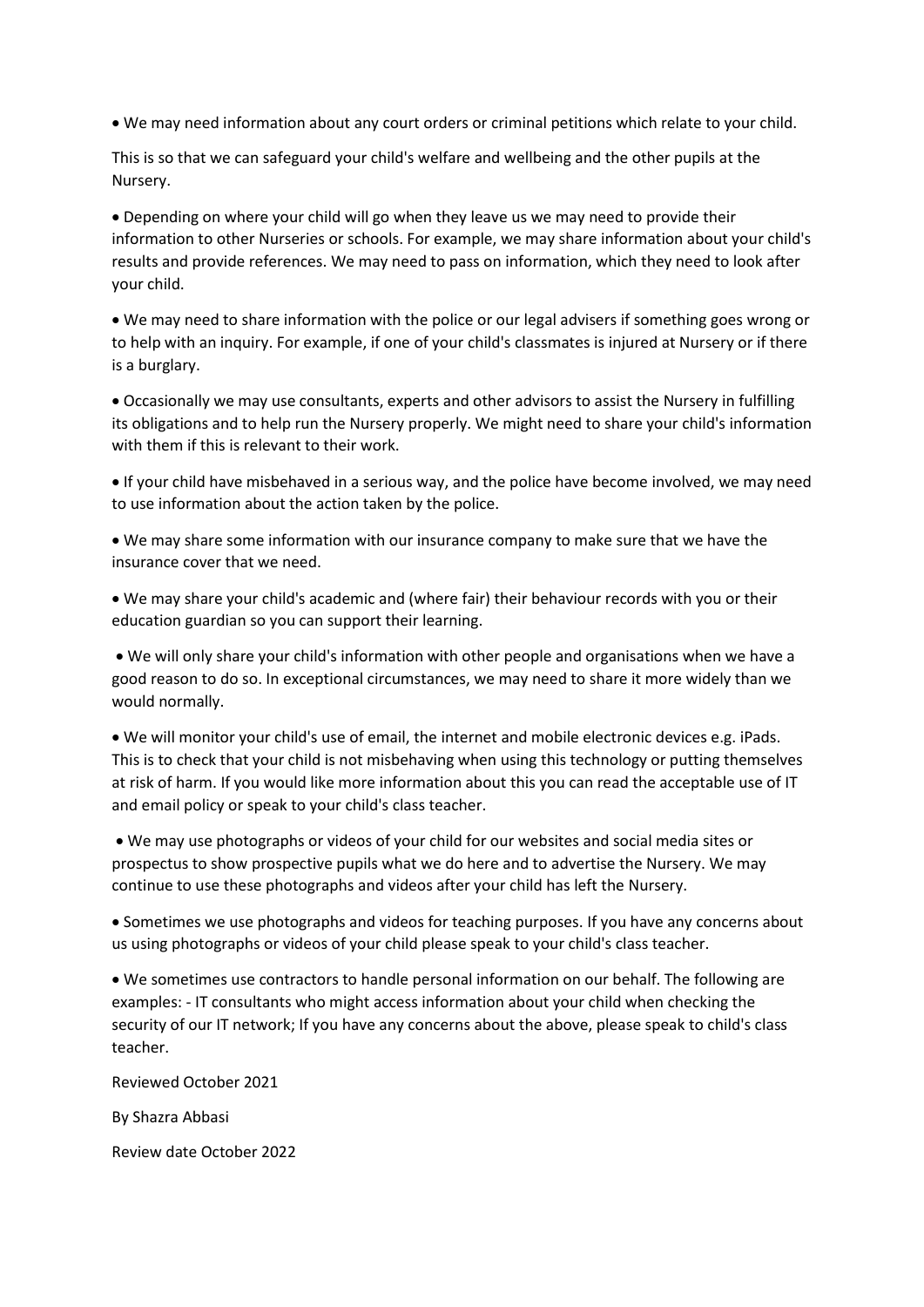- We may need information about any court orders or criminal petitions which relate to your child.

This is so that we can safeguard your child's welfare and wellbeing and the other pupils at the Nursery.

- Depending on where your child will go when they leave us we may need to provide their information to other Nurseries or schools. For example, we may share information about your child's results and provide references. We may need to pass on information, which they need to look after your child.

- We may need to share information with the police or our legal advisers if something goes wrong or to help with an inquiry. For example, if one of your child's classmates is injured at Nursery or if there is a burglary.

- Occasionally we may use consultants, experts and other advisors to assist the Nursery in fulfilling its obligations and to help run the Nursery properly. We might need to share your child's information with them if this is relevant to their work.

- If your child have misbehaved in a serious way, and the police have become involved, we may need to use information about the action taken by the police.

- We may share some information with our insurance company to make sure that we have the insurance cover that we need.

- We may share your child's academic and (where fair) their behaviour records with you or their education guardian so you can support their learning.

- We will only share your child's information with other people and organisations when we have a good reason to do so. In exceptional circumstances, we may need to share it more widely than we would normally.

- We will monitor your child's use of email, the internet and mobile electronic devices e.g. iPads. This is to check that your child is not misbehaving when using this technology or putting themselves at risk of harm. If you would like more information about this you can read the acceptable use of IT and email policy or speak to your child's class teacher.

- We may use photographs or videos of your child for our websites and social media sites or prospectus to show prospective pupils what we do here and to advertise the Nursery. We may continue to use these photographs and videos after your child has left the Nursery.

- Sometimes we use photographs and videos for teaching purposes. If you have any concerns about us using photographs or videos of your child please speak to your child's class teacher.

- We sometimes use contractors to handle personal information on our behalf. The following are examples: - IT consultants who might access information about your child when checking the security of our IT network; If you have any concerns about the above, please speak to child's class teacher.

Reviewed October 2021

By Shazra Abbasi

Review date October 2022